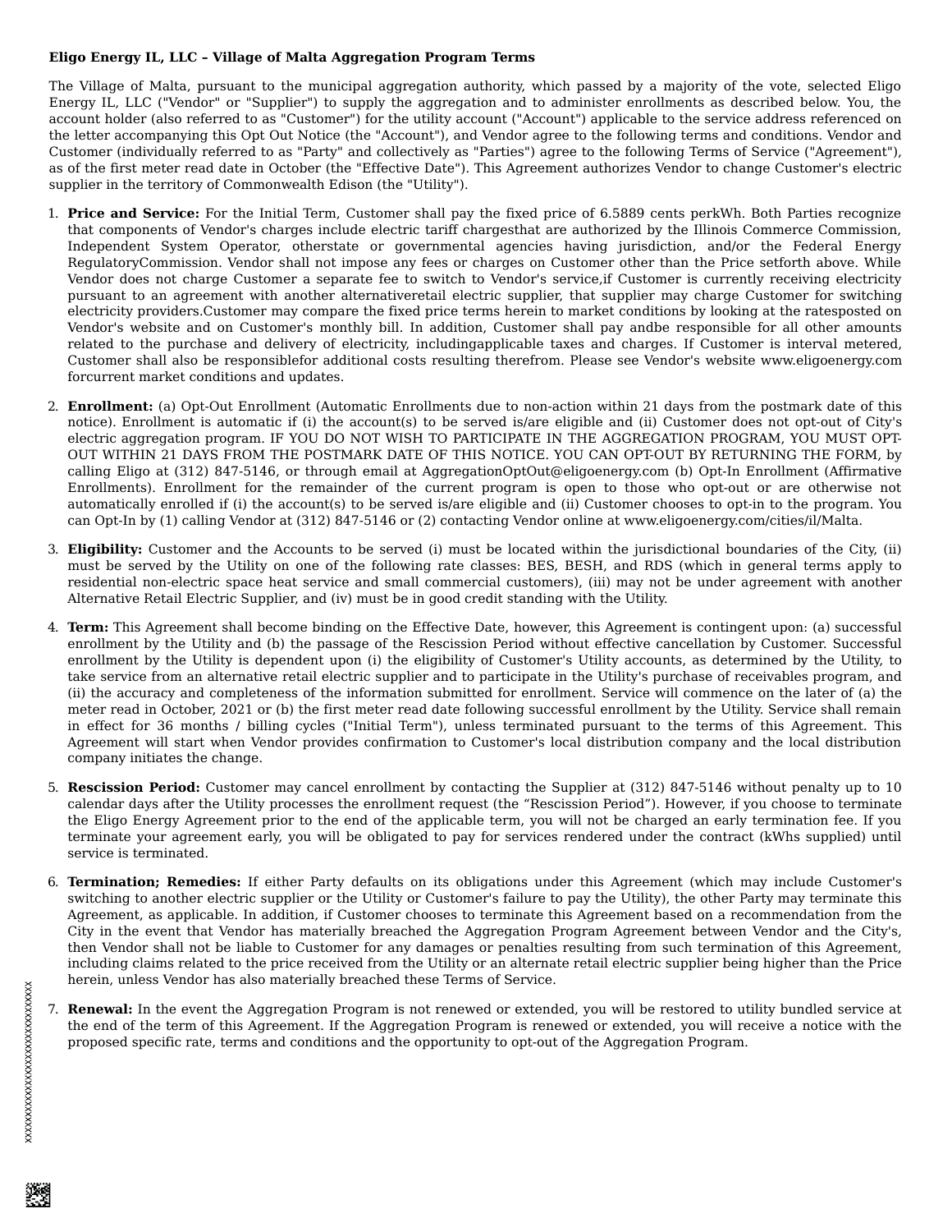**Eligo Energy IL, LLC – Village of Malta Aggregation Program Terms**

The Village of Malta, pursuant to the municipal aggregation authority, which passed by a majority of the vote, selected Eligo Energy IL, LLC ("Vendor" or "Supplier") to supply the aggregation and to administer enrollments as described below. You, the account holder (also referred to as "Customer") for the utility account ("Account") applicable to the service address referenced on the letter accompanying this Opt Out Notice (the "Account"), and Vendor agree to the following terms and conditions. Vendor and Customer (individually referred to as "Party" and collectively as "Parties") agree to the following Terms of Service ("Agreement"), as of the first meter read date in October (the "Effective Date"). This Agreement authorizes Vendor to change Customer's electric supplier in the territory of Commonwealth Edison (the "Utility").

1. **Price and Service:** For the Initial Term, Customer shall pay the fixed price of 6.5889 cents perkWh. Both Parties recognize that components of Vendor's charges include electric tariff chargesthat are authorized by the Illinois Commerce Commission, Independent System Operator, otherstate or governmental agencies having jurisdiction, and/or the Federal Energy RegulatoryCommission. Vendor shall not impose any fees or charges on Customer other than the Price setforth above. While Vendor does not charge Customer a separate fee to switch to Vendor's service,if Customer is currently receiving electricity pursuant to an agreement with another alternativeretail electric supplier, that supplier may charge Customer for switching electricity providers.Customer may compare the fixed price terms herein to market conditions by looking at the ratesposted on Vendor's website and on Customer's monthly bill. In addition, Customer shall pay andbe responsible for all other amounts related to the purchase and delivery of electricity, includingapplicable taxes and charges. If Customer is interval metered, Customer shall also be responsiblefor additional costs resulting therefrom. Please see Vendor's website www.eligoenergy.com forcurrent market conditions and updates.

2. **Enrollment:** (a) Opt-Out Enrollment (Automatic Enrollments due to non-action within 21 days from the postmark date of this notice). Enrollment is automatic if (i) the account(s) to be served is/are eligible and (ii) Customer does not opt-out of City's electric aggregation program. IF YOU DO NOT WISH TO PARTICIPATE IN THE AGGREGATION PROGRAM, YOU MUST OPT-OUT WITHIN 21 DAYS FROM THE POSTMARK DATE OF THIS NOTICE. YOU CAN OPT-OUT BY RETURNING THE FORM, by calling Eligo at (312) 847-5146, or through email at AggregationOptOut@eligoenergy.com (b) Opt-In Enrollment (Affirmative Enrollments). Enrollment for the remainder of the current program is open to those who opt-out or are otherwise not automatically enrolled if (i) the account(s) to be served is/are eligible and (ii) Customer chooses to opt-in to the program. You can Opt-In by (1) calling Vendor at (312) 847-5146 or (2) contacting Vendor online at www.eligoenergy.com/cities/il/Malta.

3. **Eligibility:** Customer and the Accounts to be served (i) must be located within the jurisdictional boundaries of the City, (ii) must be served by the Utility on one of the following rate classes: BES, BESH, and RDS (which in general terms apply to residential non-electric space heat service and small commercial customers), (iii) may not be under agreement with another Alternative Retail Electric Supplier, and (iv) must be in good credit standing with the Utility.

4. **Term:** This Agreement shall become binding on the Effective Date, however, this Agreement is contingent upon: (a) successful enrollment by the Utility and (b) the passage of the Rescission Period without effective cancellation by Customer. Successful enrollment by the Utility is dependent upon (i) the eligibility of Customer's Utility accounts, as determined by the Utility, to take service from an alternative retail electric supplier and to participate in the Utility's purchase of receivables program, and (ii) the accuracy and completeness of the information submitted for enrollment. Service will commence on the later of (a) the meter read in October, 2021 or (b) the first meter read date following successful enrollment by the Utility. Service shall remain in effect for 36 months / billing cycles ("Initial Term"), unless terminated pursuant to the terms of this Agreement. This Agreement will start when Vendor provides confirmation to Customer's local distribution company and the local distribution company initiates the change.

5. **Rescission Period:** Customer may cancel enrollment by contacting the Supplier at (312) 847-5146 without penalty up to 10 calendar days after the Utility processes the enrollment request (the "Rescission Period"). However, if you choose to terminate the Eligo Energy Agreement prior to the end of the applicable term, you will not be charged an early termination fee. If you terminate your agreement early, you will be obligated to pay for services rendered under the contract (kWhs supplied) until service is terminated.

6. **Termination; Remedies:** If either Party defaults on its obligations under this Agreement (which may include Customer's switching to another electric supplier or the Utility or Customer's failure to pay the Utility), the other Party may terminate this Agreement, as applicable. In addition, if Customer chooses to terminate this Agreement based on a recommendation from the City in the event that Vendor has materially breached the Aggregation Program Agreement between Vendor and the City's, then Vendor shall not be liable to Customer for any damages or penalties resulting from such termination of this Agreement, including claims related to the price received from the Utility or an alternate retail electric supplier being higher than the Price herein, unless Vendor has also materially breached these Terms of Service.

7. **Renewal:** In the event the Aggregation Program is not renewed or extended, you will be restored to utility bundled service at the end of the term of this Agreement. If the Aggregation Program is renewed or extended, you will receive a notice with the proposed specific rate, terms and conditions and the opportunity to opt-out of the Aggregation Program.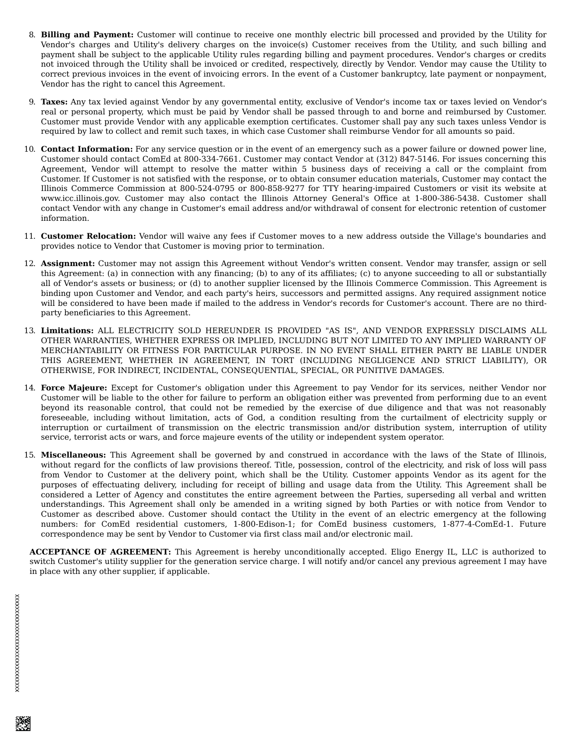8. **Billing and Payment:** Customer will continue to receive one monthly electric bill processed and provided by the Utility for Vendor's charges and Utility's delivery charges on the invoice(s) Customer receives from the Utility, and such billing and payment shall be subject to the applicable Utility rules regarding billing and payment procedures. Vendor's charges or credits not invoiced through the Utility shall be invoiced or credited, respectively, directly by Vendor. Vendor may cause the Utility to correct previous invoices in the event of invoicing errors. In the event of a Customer bankruptcy, late payment or nonpayment, Vendor has the right to cancel this Agreement.

9. **Taxes:** Any tax levied against Vendor by any governmental entity, exclusive of Vendor's income tax or taxes levied on Vendor's real or personal property, which must be paid by Vendor shall be passed through to and borne and reimbursed by Customer. Customer must provide Vendor with any applicable exemption certificates. Customer shall pay any such taxes unless Vendor is required by law to collect and remit such taxes, in which case Customer shall reimburse Vendor for all amounts so paid.

10. **Contact Information:** For any service question or in the event of an emergency such as a power failure or downed power line, Customer should contact ComEd at 800-334-7661. Customer may contact Vendor at (312) 847-5146. For issues concerning this Agreement, Vendor will attempt to resolve the matter within 5 business days of receiving a call or the complaint from Customer. If Customer is not satisfied with the response, or to obtain consumer education materials, Customer may contact the Illinois Commerce Commission at 800-524-0795 or 800-858-9277 for TTY hearing-impaired Customers or visit its website at www.icc.illinois.gov. Customer may also contact the Illinois Attorney General's Office at 1-800-386-5438. Customer shall contact Vendor with any change in Customer's email address and/or withdrawal of consent for electronic retention of customer information.

11. **Customer Relocation:** Vendor will waive any fees if Customer moves to a new address outside the Village's boundaries and provides notice to Vendor that Customer is moving prior to termination.

12. **Assignment:** Customer may not assign this Agreement without Vendor's written consent. Vendor may transfer, assign or sell this Agreement: (a) in connection with any financing; (b) to any of its affiliates; (c) to anyone succeeding to all or substantially all of Vendor's assets or business; or (d) to another supplier licensed by the Illinois Commerce Commission. This Agreement is binding upon Customer and Vendor, and each party's heirs, successors and permitted assigns. Any required assignment notice will be considered to have been made if mailed to the address in Vendor's records for Customer's account. There are no third-party beneficiaries to this Agreement.

13. **Limitations:** ALL ELECTRICITY SOLD HEREUNDER IS PROVIDED "AS IS", AND VENDOR EXPRESSLY DISCLAIMS ALL OTHER WARRANTIES, WHETHER EXPRESS OR IMPLIED, INCLUDING BUT NOT LIMITED TO ANY IMPLIED WARRANTY OF MERCHANTABILITY OR FITNESS FOR PARTICULAR PURPOSE. IN NO EVENT SHALL EITHER PARTY BE LIABLE UNDER THIS AGREEMENT, WHETHER IN AGREEMENT, IN TORT (INCLUDING NEGLIGENCE AND STRICT LIABILITY), OR OTHERWISE, FOR INDIRECT, INCIDENTAL, CONSEQUENTIAL, SPECIAL, OR PUNITIVE DAMAGES.

14. **Force Majeure:** Except for Customer's obligation under this Agreement to pay Vendor for its services, neither Vendor nor Customer will be liable to the other for failure to perform an obligation either was prevented from performing due to an event beyond its reasonable control, that could not be remedied by the exercise of due diligence and that was not reasonably foreseeable, including without limitation, acts of God, a condition resulting from the curtailment of electricity supply or interruption or curtailment of transmission on the electric transmission and/or distribution system, interruption of utility service, terrorist acts or wars, and force majeure events of the utility or independent system operator.

15. **Miscellaneous:** This Agreement shall be governed by and construed in accordance with the laws of the State of Illinois, without regard for the conflicts of law provisions thereof. Title, possession, control of the electricity, and risk of loss will pass from Vendor to Customer at the delivery point, which shall be the Utility. Customer appoints Vendor as its agent for the purposes of effectuating delivery, including for receipt of billing and usage data from the Utility. This Agreement shall be considered a Letter of Agency and constitutes the entire agreement between the Parties, superseding all verbal and written understandings. This Agreement shall only be amended in a writing signed by both Parties or with notice from Vendor to Customer as described above. Customer should contact the Utility in the event of an electric emergency at the following numbers: for ComEd residential customers, 1-800-Edison-1; for ComEd business customers, 1-877-4-ComEd-1. Future correspondence may be sent by Vendor to Customer via first class mail and/or electronic mail.

**ACCEPTANCE OF AGREEMENT:** This Agreement is hereby unconditionally accepted. Eligo Energy IL, LLC is authorized to switch Customer's utility supplier for the generation service charge. I will notify and/or cancel any previous agreement I may have in place with any other supplier, if applicable.